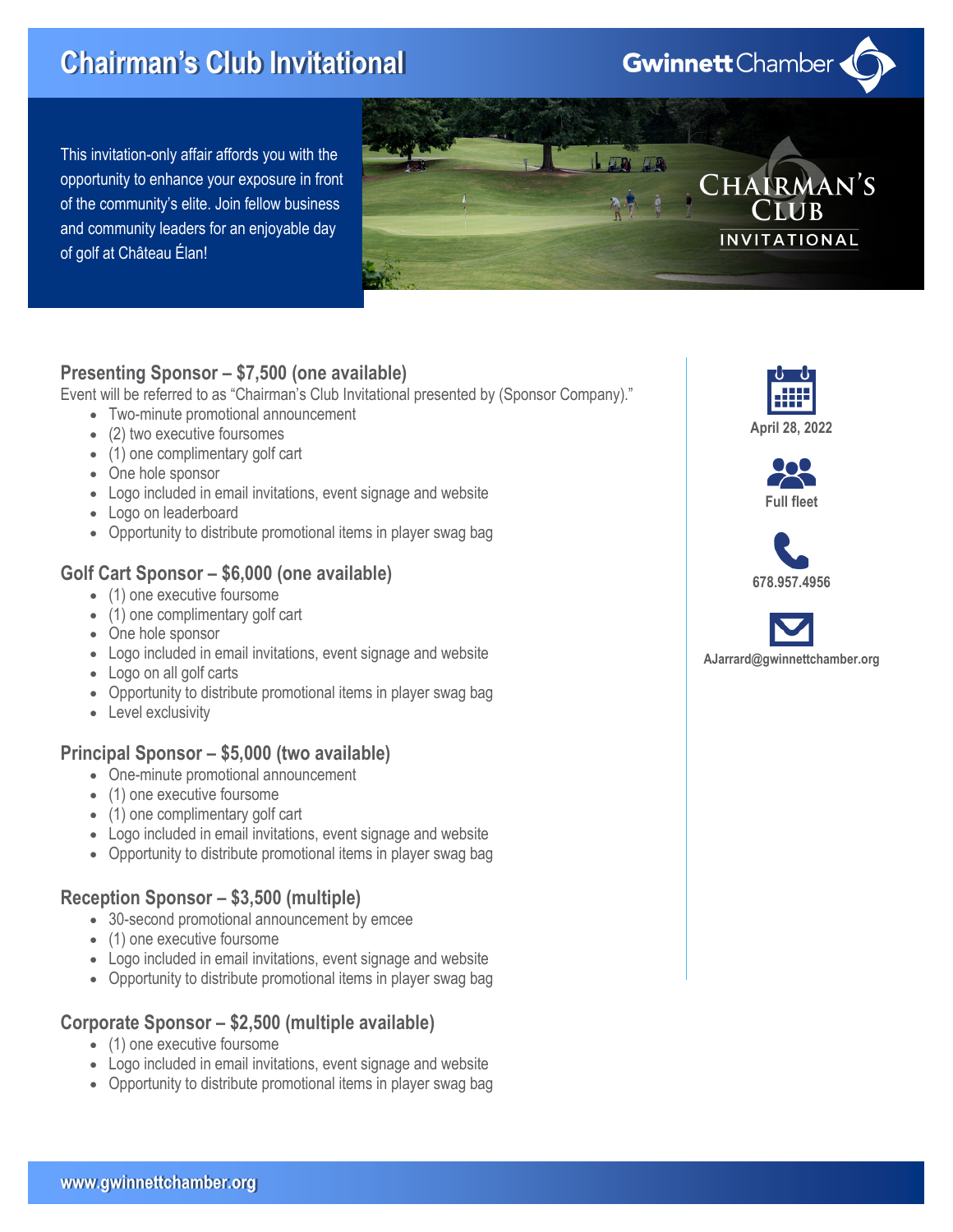# Chairman's Club Invitational

Gwinnett Chamber

This invitation-only affair affords you with the opportunity to enhance your exposure in front of the community's elite. Join fellow business and community leaders for an enjoyable day of golf at Château Élan!

CHAIRMAN'S CLUB INVITATIONAL

April 28, 2022

Full fleet

678.957.4956

AJarrard@gwinnettchamber.org

## Presenting Sponsor – $7,500 (one available)

Event will be referred to as "Chairman's Club Invitational presented by (Sponsor Company)."

- Two-minute promotional announcement
- (2) two executive foursomes
- (1) one complimentary golf cart
- One hole sponsor
- Logo included in email invitations, event signage and website
- Logo on leaderboard
- Opportunity to distribute promotional items in player swag bag

## Golf Cart Sponsor – $6,000 (one available)

- (1) one executive foursome
- (1) one complimentary golf cart
- One hole sponsor
- Logo included in email invitations, event signage and website
- Logo on all golf carts
- Opportunity to distribute promotional items in player swag bag
- Level exclusivity

## Principal Sponsor – $5,000 (two available)

- One-minute promotional announcement
- (1) one executive foursome
- (1) one complimentary golf cart
- Logo included in email invitations, event signage and website
- Opportunity to distribute promotional items in player swag bag

## Reception Sponsor – $3,500 (multiple)

- 30-second promotional announcement by emcee
- (1) one executive foursome
- Logo included in email invitations, event signage and website
- Opportunity to distribute promotional items in player swag bag

## Corporate Sponsor – $2,500 (multiple available)

- (1) one executive foursome
- Logo included in email invitations, event signage and website
- Opportunity to distribute promotional items in player swag bag

www.gwinnettchamber.org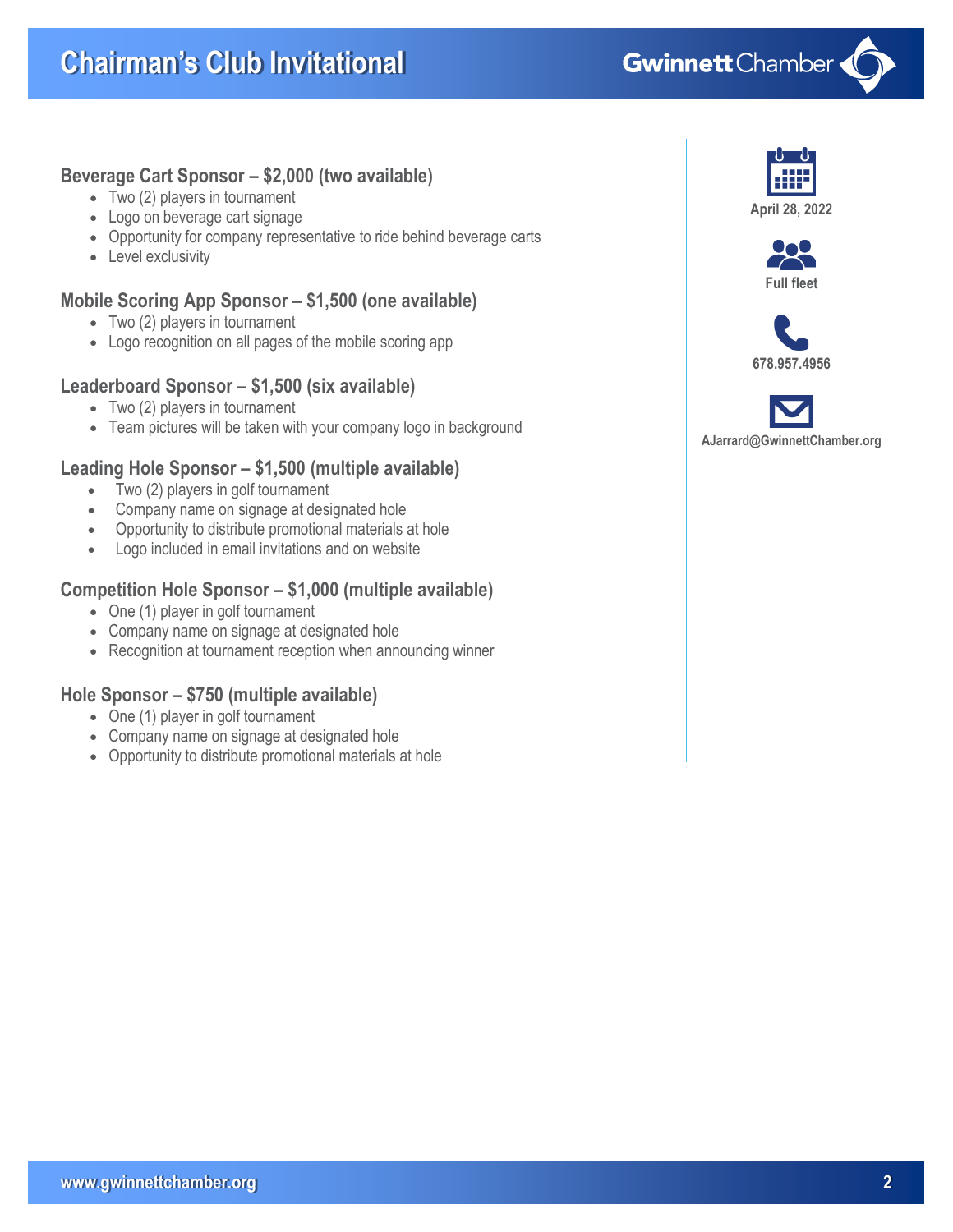## Beverage Cart Sponsor – $2,000 (two available)

- Two (2) players in tournament
- Logo on beverage cart signage
- Opportunity for company representative to ride behind beverage carts
- Level exclusivity

## Mobile Scoring App Sponsor – $1,500 (one available)

- Two (2) players in tournament
- Logo recognition on all pages of the mobile scoring app

## Leaderboard Sponsor – $1,500 (six available)

- Two (2) players in tournament
- Team pictures will be taken with your company logo in background

## Leading Hole Sponsor – $1,500 (multiple available)

- Two (2) players in golf tournament
- Company name on signage at designated hole
- Opportunity to distribute promotional materials at hole
- Logo included in email invitations and on website

## Competition Hole Sponsor – $1,000 (multiple available)

- One (1) player in golf tournament
- Company name on signage at designated hole
- Recognition at tournament reception when announcing winner

## Hole Sponsor – $750 (multiple available)

- One (1) player in golf tournament
- Company name on signage at designated hole
- Opportunity to distribute promotional materials at hole

**April 28, 2022**

**Full fleet**

**678.957.4956**

**AJarrard@GwinnettChamber.org**